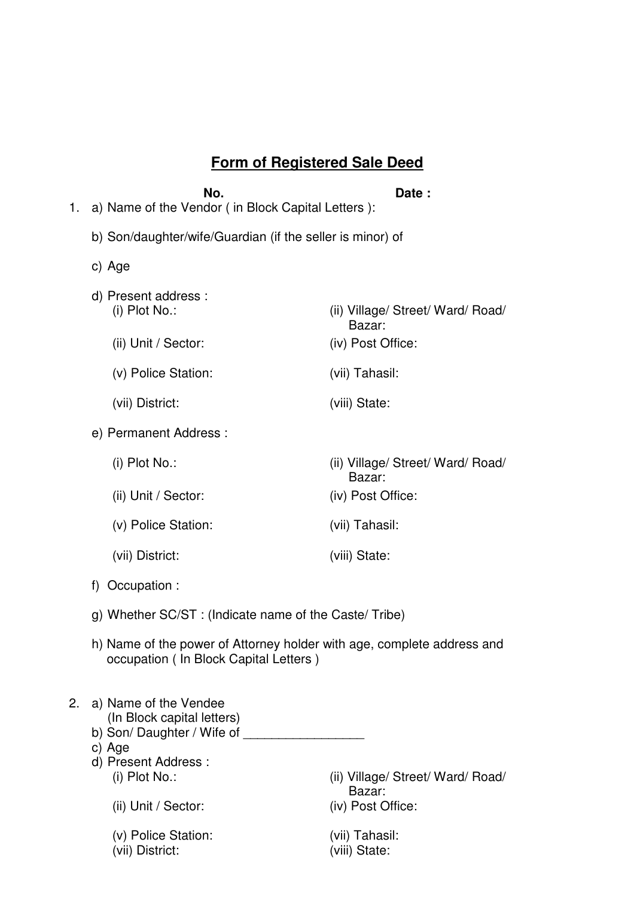## Form of Registered Sale Deed

**No.** **Date :**

1. a) Name of the Vendor ( in Block Capital Letters ):

   b) Son/daughter/wife/Guardian (if the seller is minor) of

   c) Age

   d) Present address :

   (i) Plot No.: (ii) Village/ Street/ Ward/ Road/ Bazar:

   (ii) Unit / Sector: (iv) Post Office:

   (v) Police Station: (vii) Tahasil:

   (vii) District: (viii) State:

   e) Permanent Address :

   (i) Plot No.: (ii) Village/ Street/ Ward/ Road/ Bazar:

   (ii) Unit / Sector: (iv) Post Office:

   (v) Police Station: (vii) Tahasil:

   (vii) District: (viii) State:

   f) Occupation :

   g) Whether SC/ST : (Indicate name of the Caste/ Tribe)

   h) Name of the power of Attorney holder with age, complete address and occupation ( In Block Capital Letters )

2. a) Name of the Vendee (In Block capital letters)

   b) Son/ Daughter / Wife of _________________

   c) Age

   d) Present Address :

   (i) Plot No.: (ii) Village/ Street/ Ward/ Road/ Bazar:

   (ii) Unit / Sector: (iv) Post Office:

   (v) Police Station: (vii) Tahasil:

   (vii) District: (viii) State: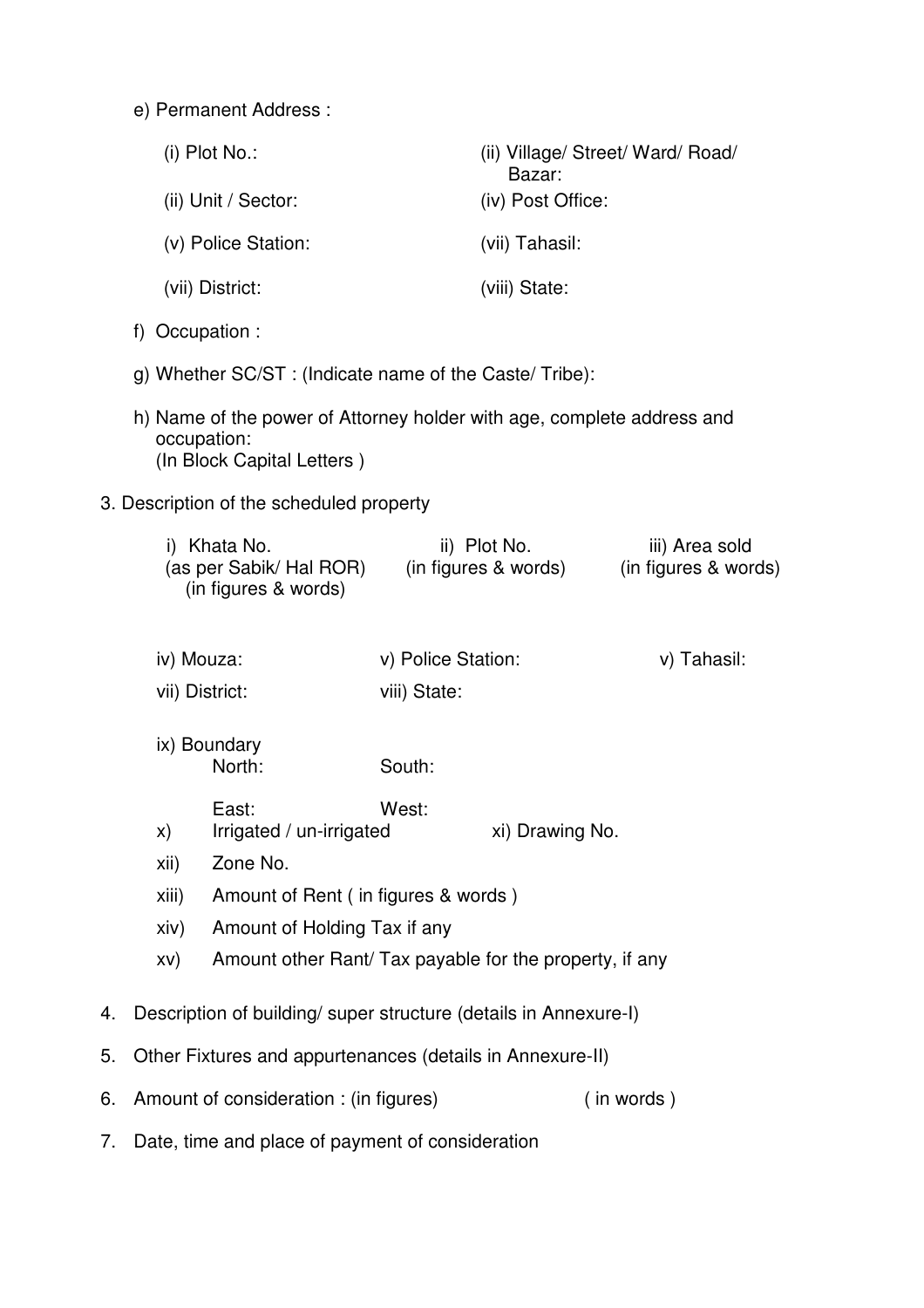e) Permanent Address :

(i) Plot No.:

(ii) Village/ Street/ Ward/ Road/ Bazar:

(ii) Unit / Sector:

(iv) Post Office:

(v) Police Station:

(vii) Tahasil:

(vii) District:

(viii) State:

f) Occupation :

g) Whether SC/ST : (Indicate name of the Caste/ Tribe):

h) Name of the power of Attorney holder with age, complete address and occupation:
(In Block Capital Letters )

3. Description of the scheduled property

| i) Khata No. (as per Sabik/ Hal ROR) (in figures & words) | ii) Plot No. (in figures & words) | iii) Area sold (in figures & words) |
|---|---|---|
| | | |

iv) Mouza:

v) Police Station:

v) Tahasil:

vii) District:

viii) State:

ix) Boundary

North:

South:

East:

West:

x) Irrigated / un-irrigated

xi) Drawing No.

xii) Zone No.

xiii) Amount of Rent ( in figures & words )

xiv) Amount of Holding Tax if any

xv) Amount other Rant/ Tax payable for the property, if any

4. Description of building/ super structure (details in Annexure-I)
5. Other Fixtures and appurtenances (details in Annexure-II)
6. Amount of consideration : (in figures) ( in words )
7. Date, time and place of payment of consideration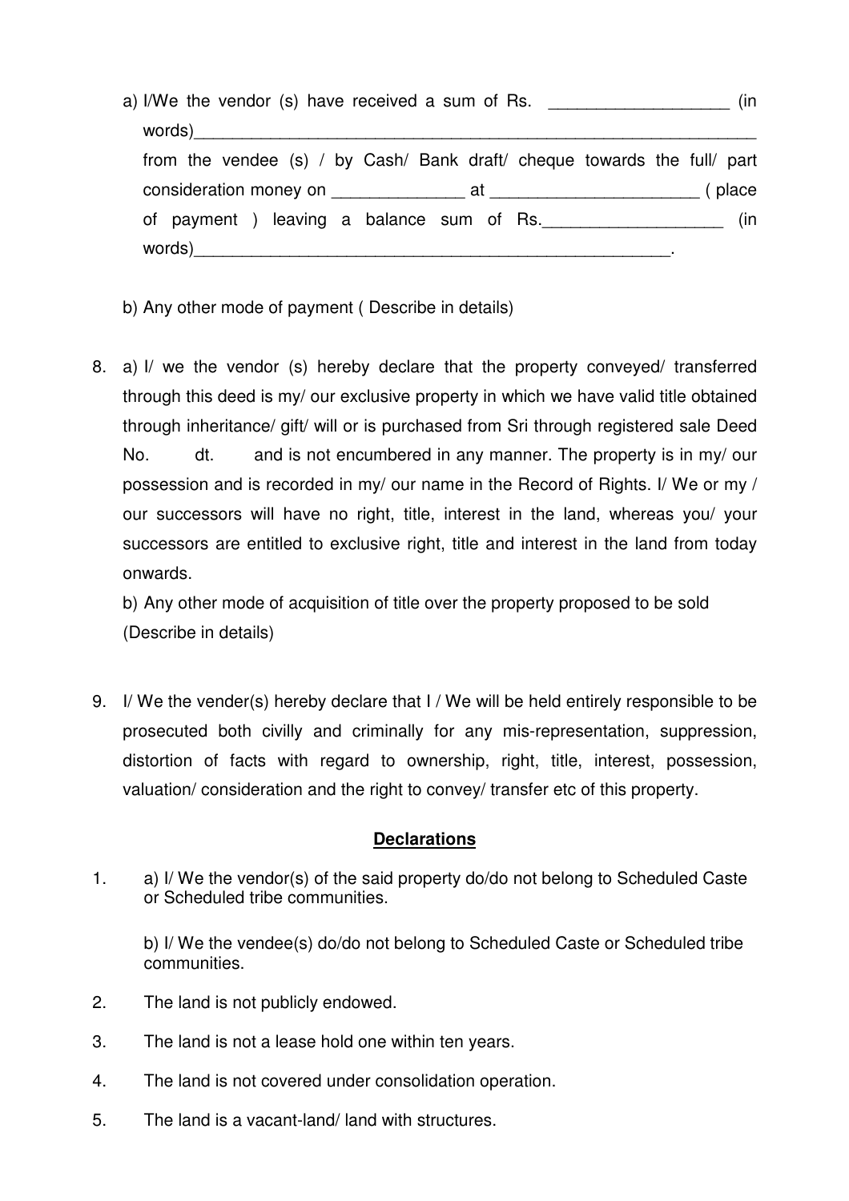a) I/We the vendor (s) have received a sum of Rs. ___________________ (in words)_______________________________________________________________ from the vendee (s) / by Cash/ Bank draft/ cheque towards the full/ part consideration money on ______________ at ______________________ ( place of payment ) leaving a balance sum of Rs.___________________ (in words)_____________________________________________________.

b) Any other mode of payment ( Describe in details)

8. a) I/ we the vendor (s) hereby declare that the property conveyed/ transferred through this deed is my/ our exclusive property in which we have valid title obtained through inheritance/ gift/ will or is purchased from Sri through registered sale Deed No. dt. and is not encumbered in any manner. The property is in my/ our possession and is recorded in my/ our name in the Record of Rights. I/ We or my / our successors will have no right, title, interest in the land, whereas you/ your successors are entitled to exclusive right, title and interest in the land from today onwards.

   b) Any other mode of acquisition of title over the property proposed to be sold (Describe in details)

9. I/ We the vender(s) hereby declare that I / We will be held entirely responsible to be prosecuted both civilly and criminally for any mis-representation, suppression, distortion of facts with regard to ownership, right, title, interest, possession, valuation/ consideration and the right to convey/ transfer etc of this property.

## **Declarations**

1. a) I/ We the vendor(s) of the said property do/do not belong to Scheduled Caste or Scheduled tribe communities.

   b) I/ We the vendee(s) do/do not belong to Scheduled Caste or Scheduled tribe communities.

2. The land is not publicly endowed.

3. The land is not a lease hold one within ten years.

4. The land is not covered under consolidation operation.

5. The land is a vacant-land/ land with structures.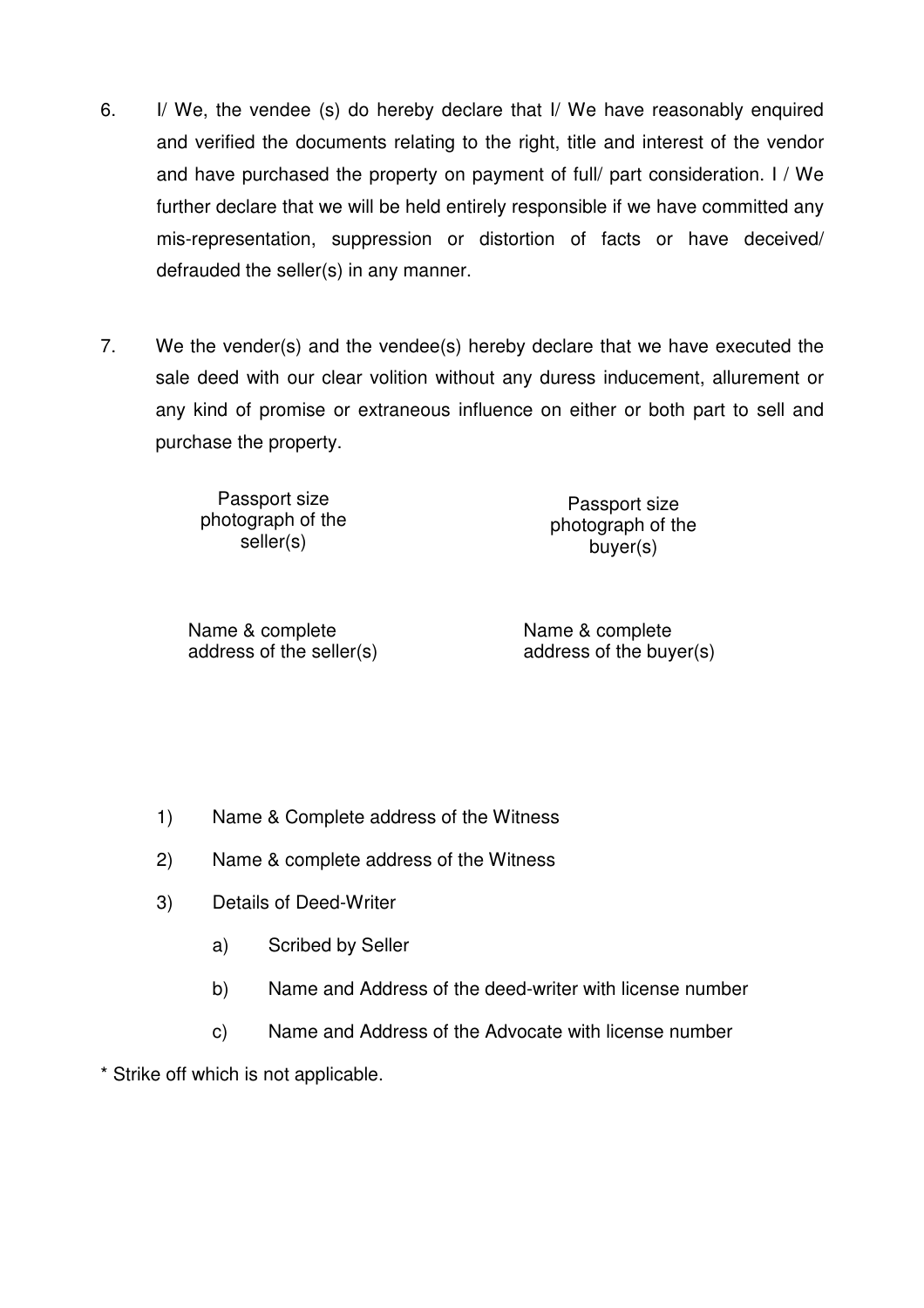6. I/ We, the vendee (s) do hereby declare that I/ We have reasonably enquired and verified the documents relating to the right, title and interest of the vendor and have purchased the property on payment of full/ part consideration. I / We further declare that we will be held entirely responsible if we have committed any mis-representation, suppression or distortion of facts or have deceived/ defrauded the seller(s) in any manner.

7. We the vender(s) and the vendee(s) hereby declare that we have executed the sale deed with our clear volition without any duress inducement, allurement or any kind of promise or extraneous influence on either or both part to sell and purchase the property.

| Passport size photograph of the seller(s) | Passport size photograph of the buyer(s) |
|---|---|
| Name & complete address of the seller(s) | Name & complete address of the buyer(s) |

1) Name & Complete address of the Witness

2) Name & complete address of the Witness

3) Details of Deed-Writer

   a) Scribed by Seller

   b) Name and Address of the deed-writer with license number

   c) Name and Address of the Advocate with license number

* Strike off which is not applicable.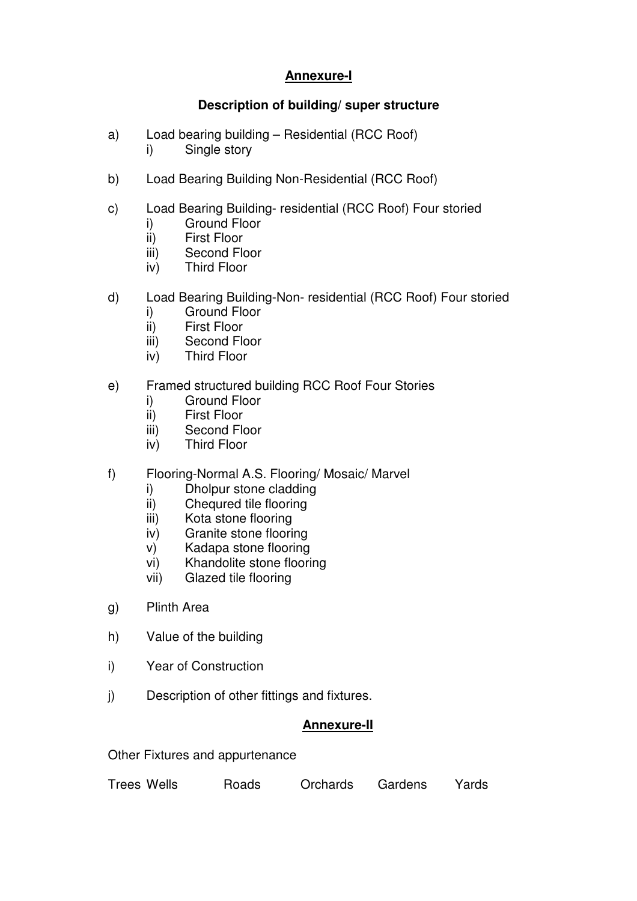## Annexure-I

### Description of building/ super structure

a) Load bearing building – Residential (RCC Roof)
   i) Single story

b) Load Bearing Building Non-Residential (RCC Roof)

c) Load Bearing Building- residential (RCC Roof) Four storied
   i) Ground Floor
   ii) First Floor
   iii) Second Floor
   iv) Third Floor

d) Load Bearing Building-Non- residential (RCC Roof) Four storied
   i) Ground Floor
   ii) First Floor
   iii) Second Floor
   iv) Third Floor

e) Framed structured building RCC Roof Four Stories
   i) Ground Floor
   ii) First Floor
   iii) Second Floor
   iv) Third Floor

f) Flooring-Normal A.S. Flooring/ Mosaic/ Marvel
   i) Dholpur stone cladding
   ii) Chequred tile flooring
   iii) Kota stone flooring
   iv) Granite stone flooring
   v) Kadapa stone flooring
   vi) Khandolite stone flooring
   vii) Glazed tile flooring

g) Plinth Area

h) Value of the building

i) Year of Construction

j) Description of other fittings and fixtures.

## Annexure-II

Other Fixtures and appurtenance

Trees Wells Roads Orchards Gardens Yards